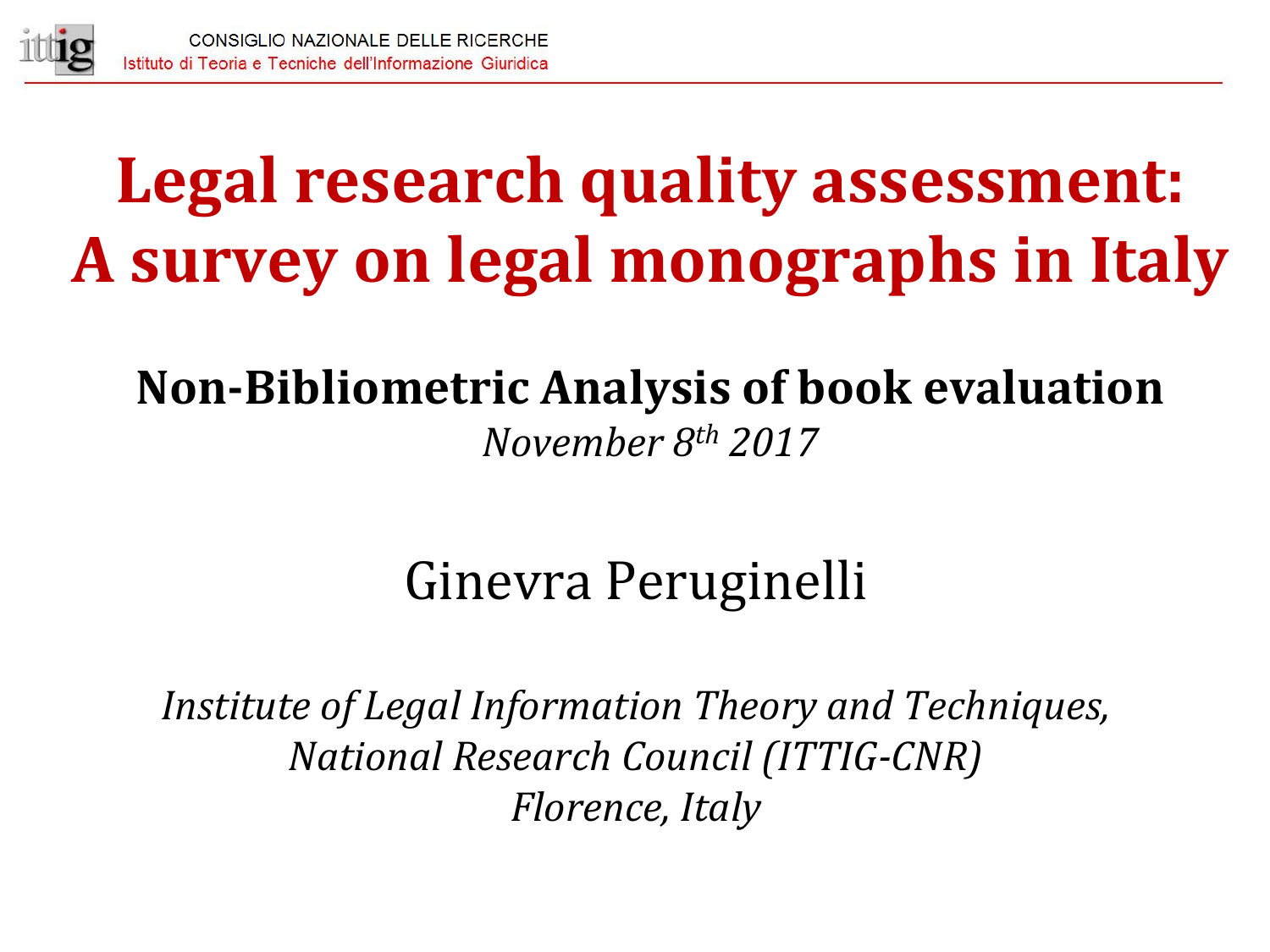CONSIGLIO NAZIONALE DELLE RICERCHE
Istituto di Teoria e Tecniche dell'Informazione Giuridica

# Legal research quality assessment: A survey on legal monographs in Italy

## Non-Bibliometric Analysis of book evaluation

*November 8th 2017*

Ginevra Peruginelli

*Institute of Legal Information Theory and Techniques,*
*National Research Council (ITTIG-CNR)*
*Florence, Italy*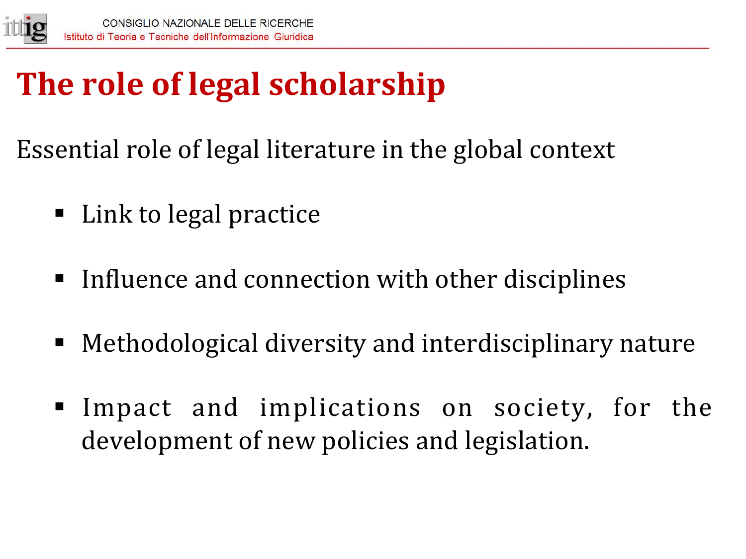# The role of legal scholarship

Essential role of legal literature in the global context

- Link to legal practice
- Influence and connection with other disciplines
- Methodological diversity and interdisciplinary nature
- Impact and implications on society, for the development of new policies and legislation.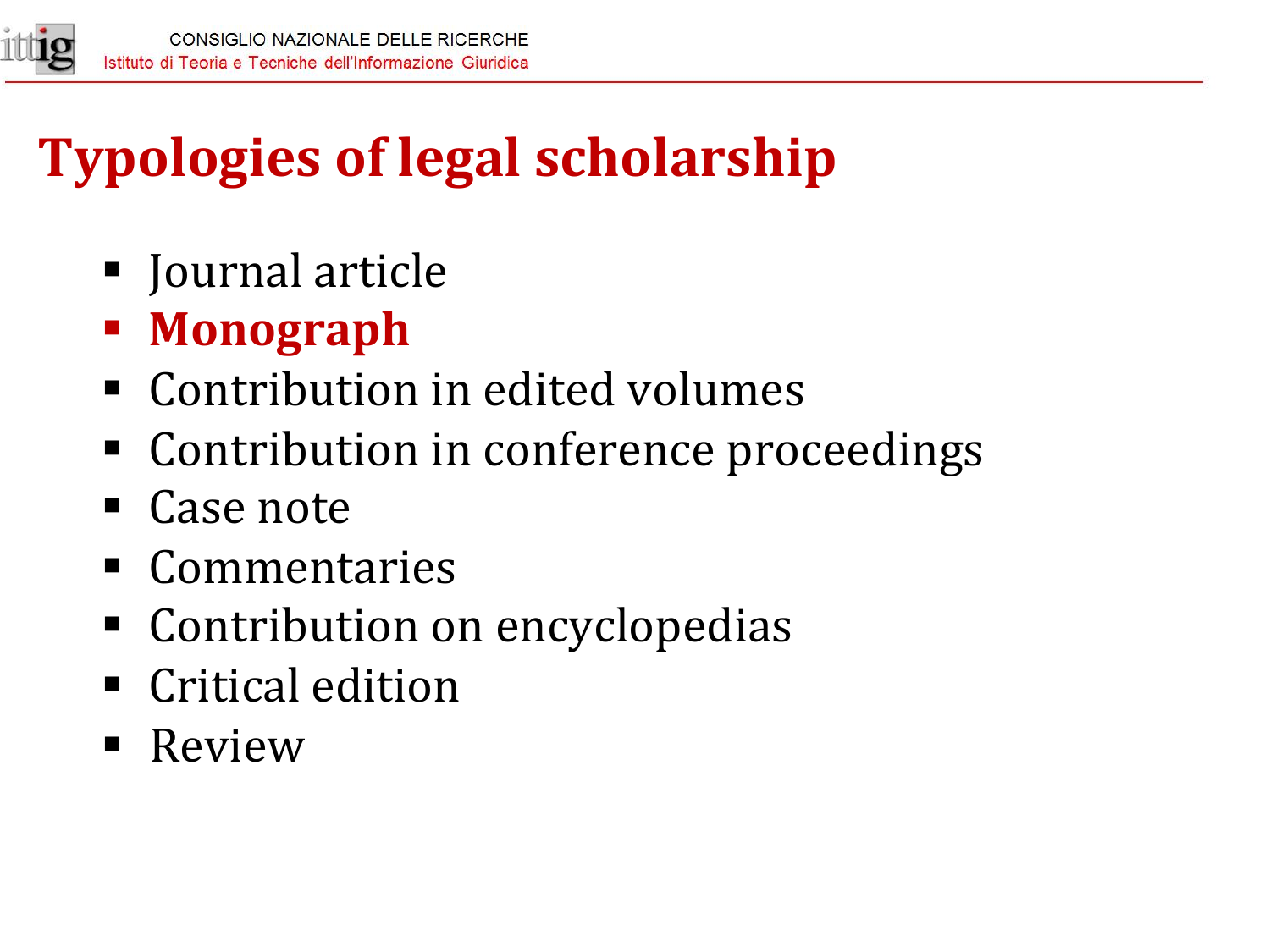# Typologies of legal scholarship

- Journal article
- **Monograph**
- Contribution in edited volumes
- Contribution in conference proceedings
- Case note
- Commentaries
- Contribution on encyclopedias
- Critical edition
- Review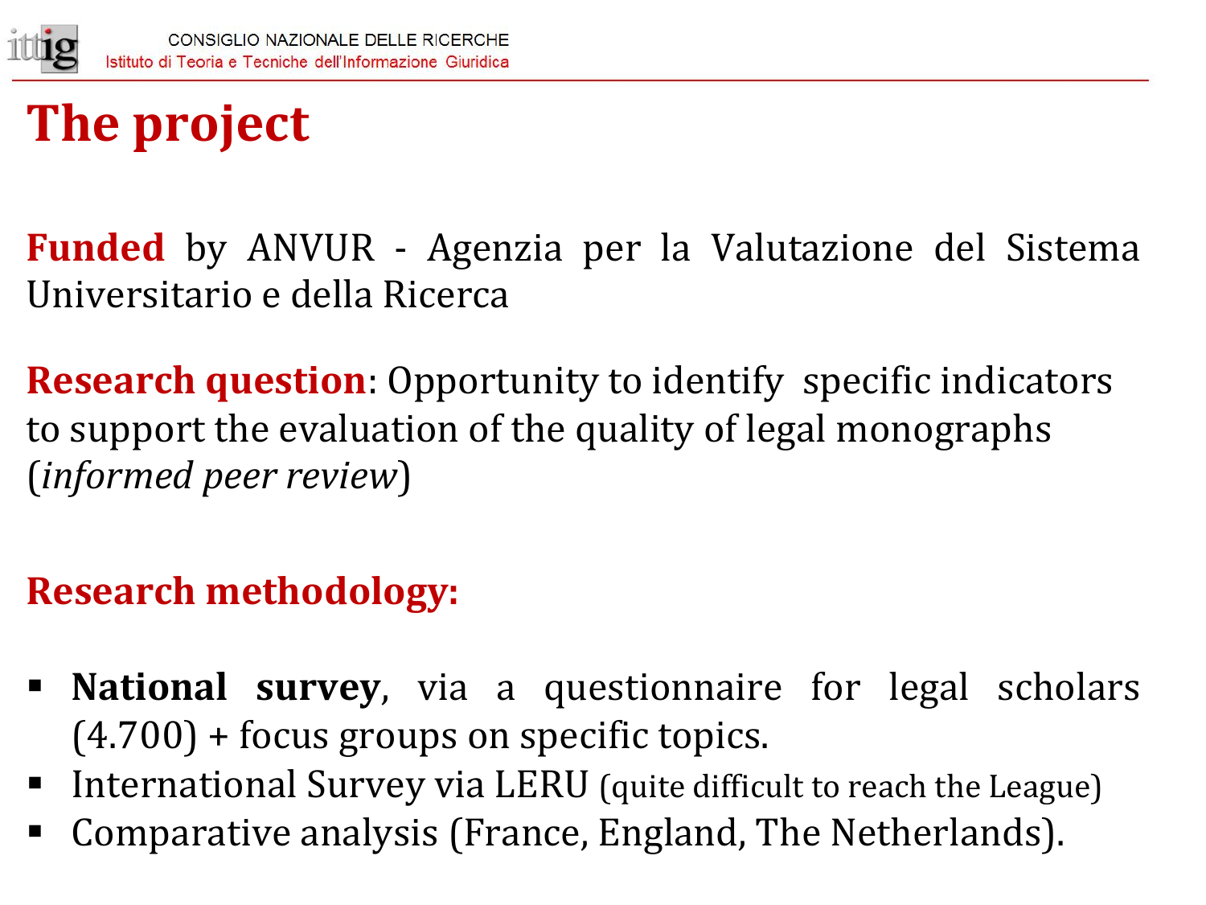# The project

**Funded** by ANVUR - Agenzia per la Valutazione del Sistema Universitario e della Ricerca

**Research question**: Opportunity to identify specific indicators to support the evaluation of the quality of legal monographs (*informed peer review*)

**Research methodology:**

- **National survey**, via a questionnaire for legal scholars (4.700) + focus groups on specific topics.
- International Survey via LERU (quite difficult to reach the League)
- Comparative analysis (France, England, The Netherlands).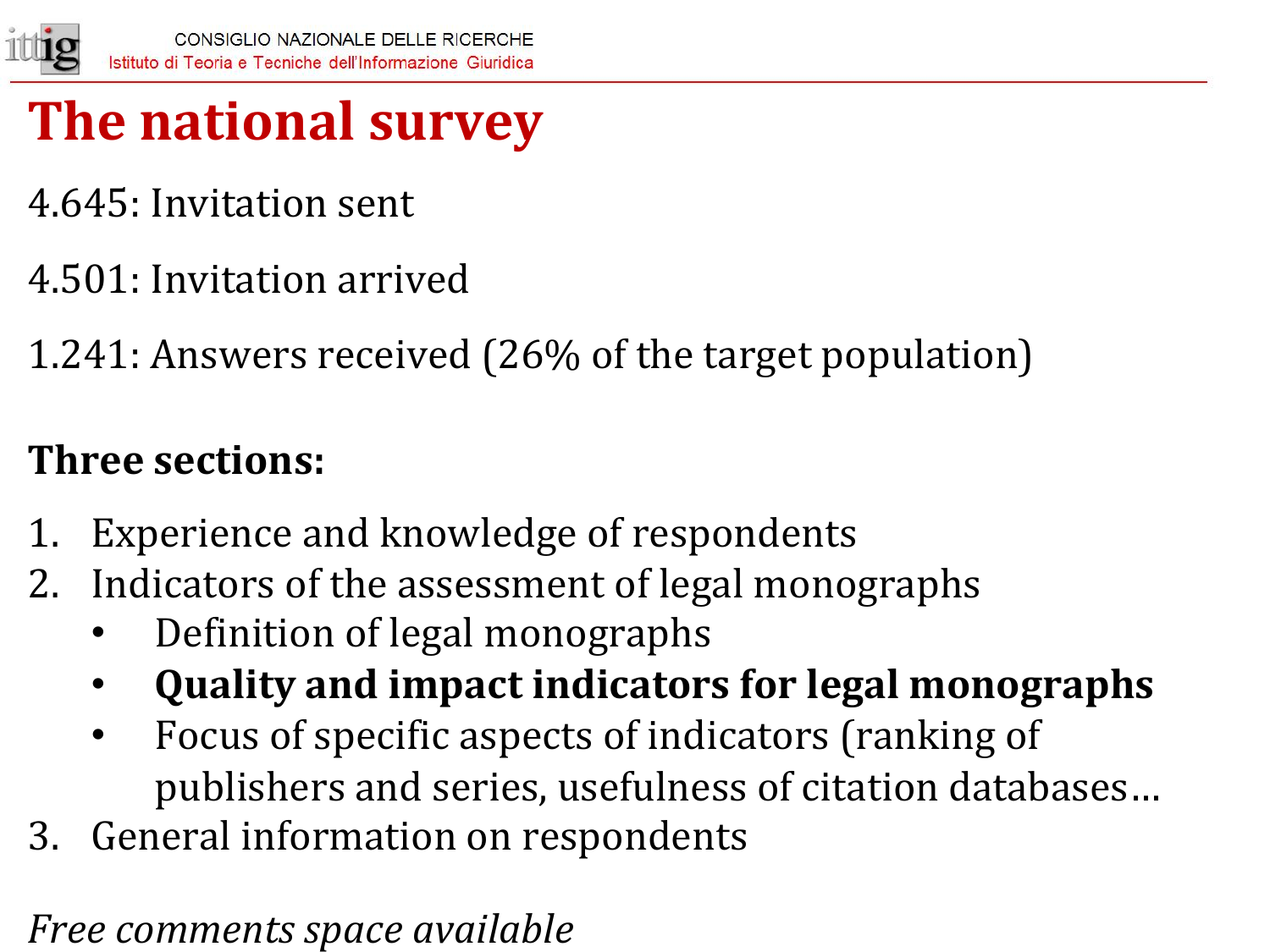# The national survey

4.645: Invitation sent

4.501: Invitation arrived

1.241: Answers received (26% of the target population)

**Three sections:**

1. Experience and knowledge of respondents
2. Indicators of the assessment of legal monographs
   - Definition of legal monographs
   - **Quality and impact indicators for legal monographs**
   - Focus of specific aspects of indicators (ranking of publishers and series, usefulness of citation databases…
3. General information on respondents

*Free comments space available*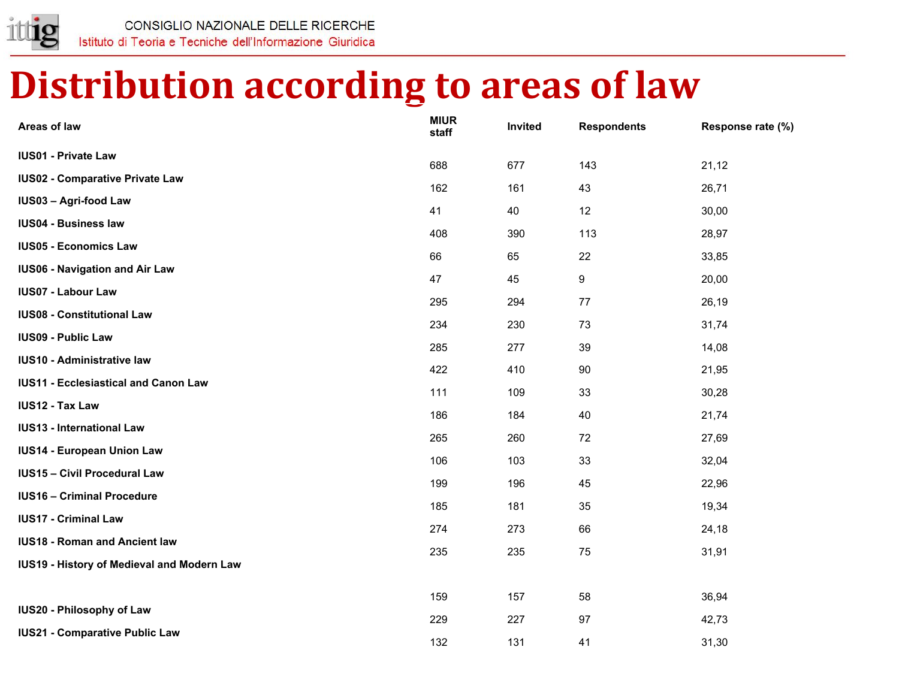# Distribution according to areas of law

| Areas of law | MIUR staff | Invited | Respondents | Response rate (%) |
|---|---|---|---|---|
| IUS01 - Private Law | 688 | 677 | 143 | 21,12 |
| IUS02 - Comparative Private Law | 162 | 161 | 43 | 26,71 |
| IUS03 – Agri-food Law | 41 | 40 | 12 | 30,00 |
| IUS04 - Business law | 408 | 390 | 113 | 28,97 |
| IUS05 - Economics Law | 66 | 65 | 22 | 33,85 |
| IUS06 - Navigation and Air Law | 47 | 45 | 9 | 20,00 |
| IUS07 - Labour Law | 295 | 294 | 77 | 26,19 |
| IUS08 - Constitutional Law | 234 | 230 | 73 | 31,74 |
| IUS09 - Public Law | 285 | 277 | 39 | 14,08 |
| IUS10 - Administrative law | 422 | 410 | 90 | 21,95 |
| IUS11 - Ecclesiastical and Canon Law | 111 | 109 | 33 | 30,28 |
| IUS12 - Tax Law | 186 | 184 | 40 | 21,74 |
| IUS13 - International Law | 265 | 260 | 72 | 27,69 |
| IUS14 - European Union Law | 106 | 103 | 33 | 32,04 |
| IUS15 – Civil Procedural Law | 199 | 196 | 45 | 22,96 |
| IUS16 – Criminal Procedure | 185 | 181 | 35 | 19,34 |
| IUS17 - Criminal Law | 274 | 273 | 66 | 24,18 |
| IUS18 - Roman and Ancient law | 235 | 235 | 75 | 31,91 |
| IUS19 - History of Medieval and Modern Law | 159 | 157 | 58 | 36,94 |
| IUS20 - Philosophy of Law | 229 | 227 | 97 | 42,73 |
| IUS21 - Comparative Public Law | 132 | 131 | 41 | 31,30 |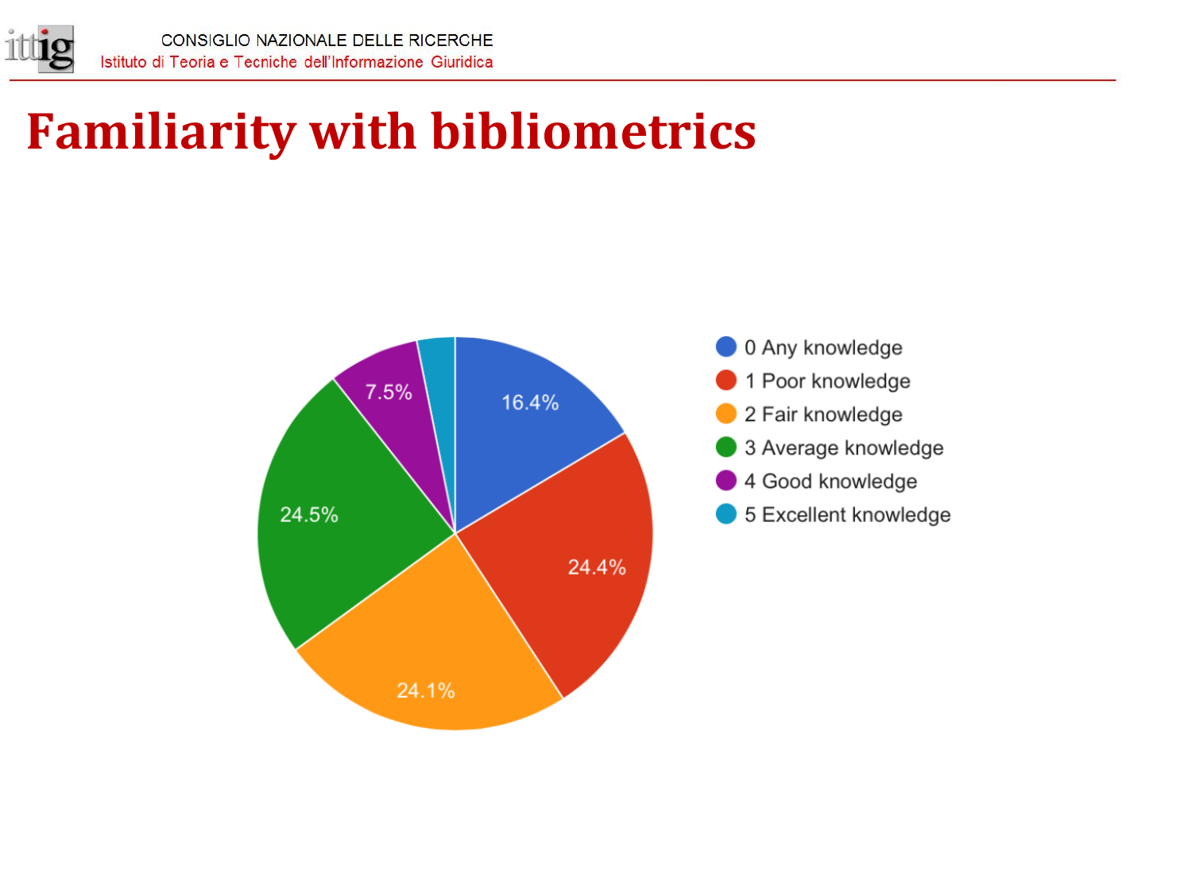# Familiarity with bibliometrics

| Familiarity | Percentage |
|---|---|
| 0 Any knowledge | 16.4% |
| 1 Poor knowledge | 24.4% |
| 2 Fair knowledge | 24.1% |
| 3 Average knowledge | 24.5% |
| 4 Good knowledge | 7.5% |
| 5 Excellent knowledge | |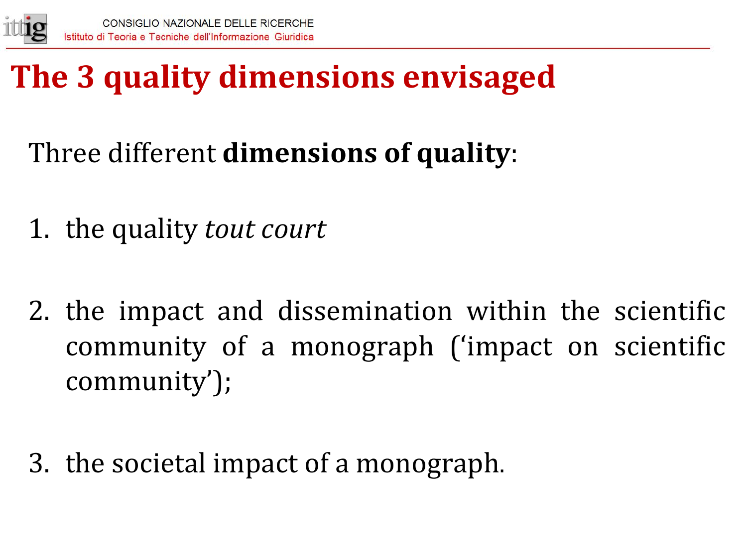# The 3 quality dimensions envisaged

Three different **dimensions of quality**:

1. the quality *tout court*

2. the impact and dissemination within the scientific community of a monograph ('impact on scientific community');

3. the societal impact of a monograph.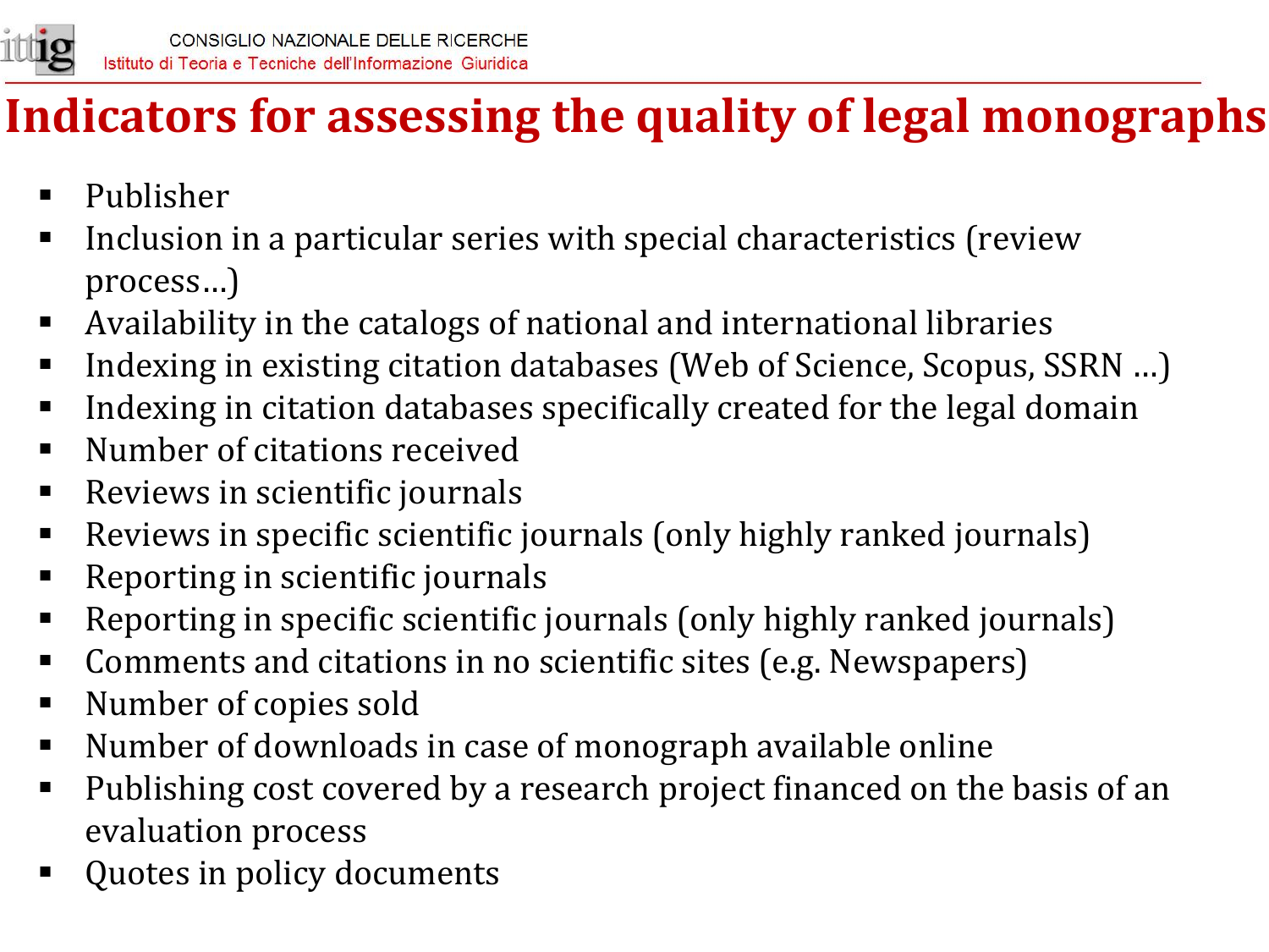# Indicators for assessing the quality of legal monographs

- Publisher
- Inclusion in a particular series with special characteristics (review process…)
- Availability in the catalogs of national and international libraries
- Indexing in existing citation databases (Web of Science, Scopus, SSRN …)
- Indexing in citation databases specifically created for the legal domain
- Number of citations received
- Reviews in scientific journals
- Reviews in specific scientific journals (only highly ranked journals)
- Reporting in scientific journals
- Reporting in specific scientific journals (only highly ranked journals)
- Comments and citations in no scientific sites (e.g. Newspapers)
- Number of copies sold
- Number of downloads in case of monograph available online
- Publishing cost covered by a research project financed on the basis of an evaluation process
- Quotes in policy documents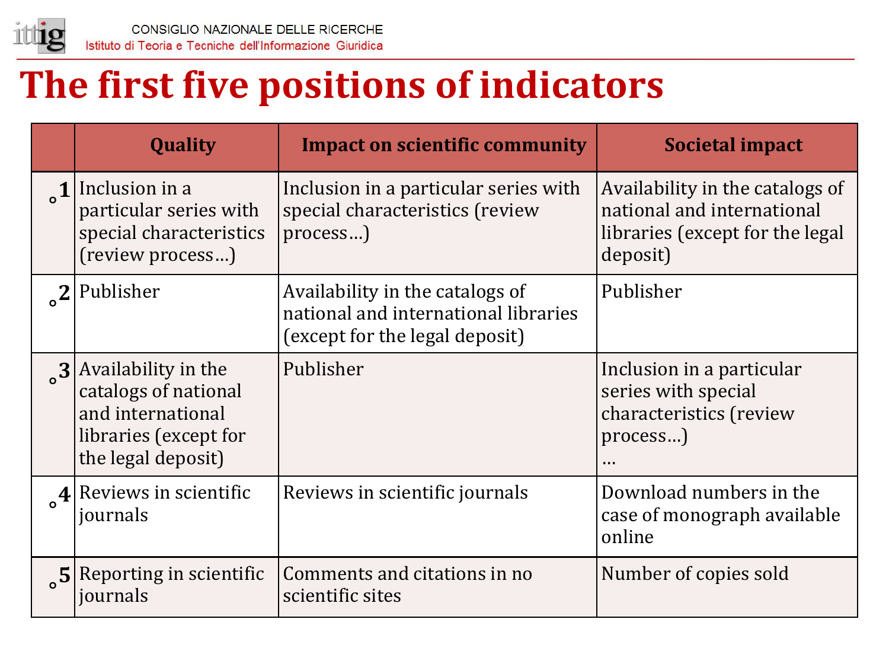# The first five positions of indicators

| | Quality | Impact on scientific community | Societal impact |
|---|---|---|---|
| 1 | Inclusion in a particular series with special characteristics (review process…) | Inclusion in a particular series with special characteristics (review process…) | Availability in the catalogs of national and international libraries (except for the legal deposit) |
| 2 | Publisher | Availability in the catalogs of national and international libraries (except for the legal deposit) | Publisher |
| 3 | Availability in the catalogs of national and international libraries (except for the legal deposit) | Publisher | Inclusion in a particular series with special characteristics (review process…) … |
| 4 | Reviews in scientific journals | Reviews in scientific journals | Download numbers in the case of monograph available online |
| 5 | Reporting in scientific journals | Comments and citations in no scientific sites | Number of copies sold |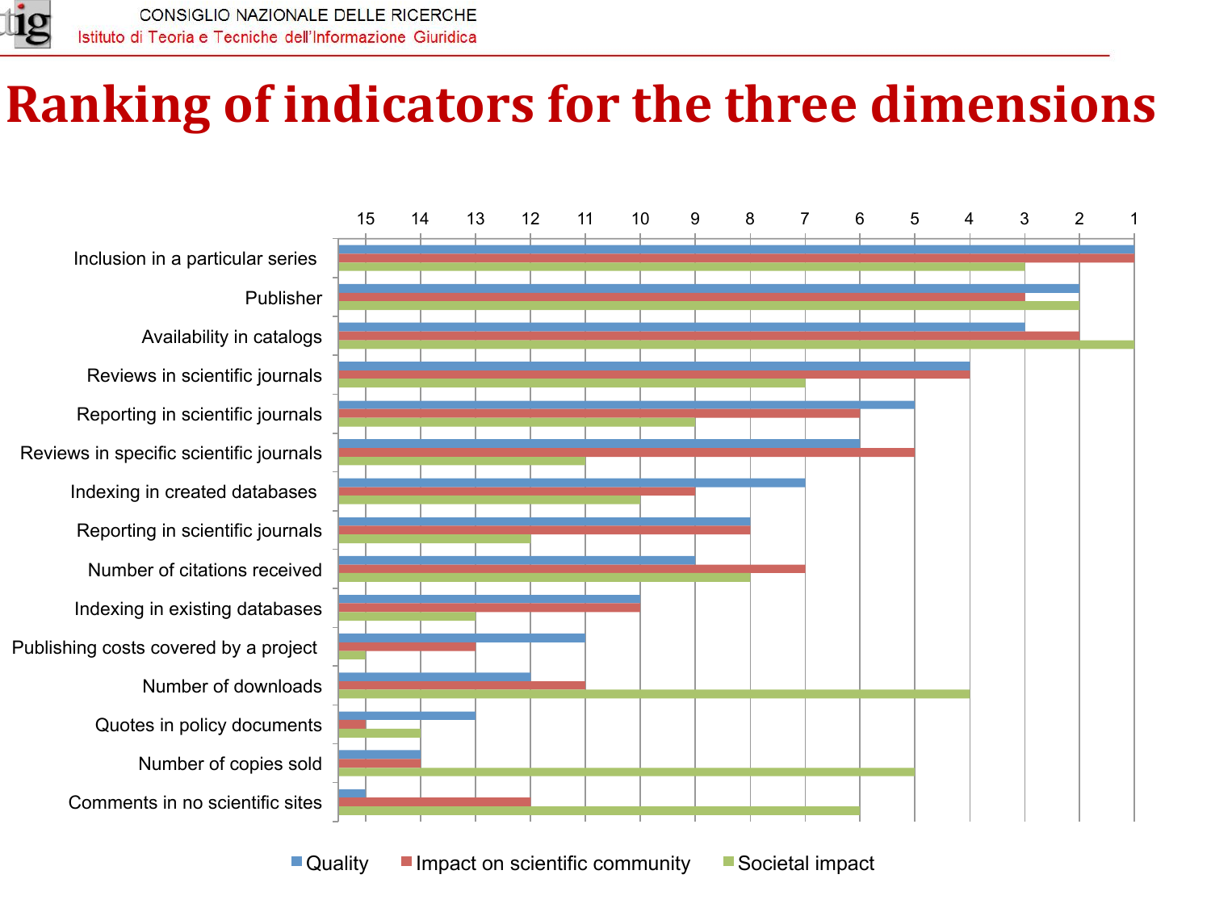# Ranking of indicators for the three dimensions

| Indicator | Quality | Impact on scientific community | Societal impact |
|---|---|---|---|
| Inclusion in a particular series | 1 | 1 | 3 |
| Publisher | 2 | 3 | 2 |
| Availability in catalogs | 3 | 2 | 1 |
| Reviews in scientific journals | 4 | 4 | 7 |
| Reporting in scientific journals | 5 | 6 | 9 |
| Reviews in specific scientific journals | 6 | 5 | 11 |
| Indexing in created databases | 7 | 9 | 10 |
| Reporting in scientific journals | 8 | 8 | 12 |
| Number of citations received | 9 | 7 | 8 |
| Indexing in existing databases | 10 | 10 | 13 |
| Publishing costs covered by a project | 11 | 13 | 15 |
| Number of downloads | 12 | 11 | 4 |
| Quotes in policy documents | 13 | 15 | 14 |
| Number of copies sold | 14 | 14 | 5 |
| Comments in no scientific sites | 15 | 12 | 6 |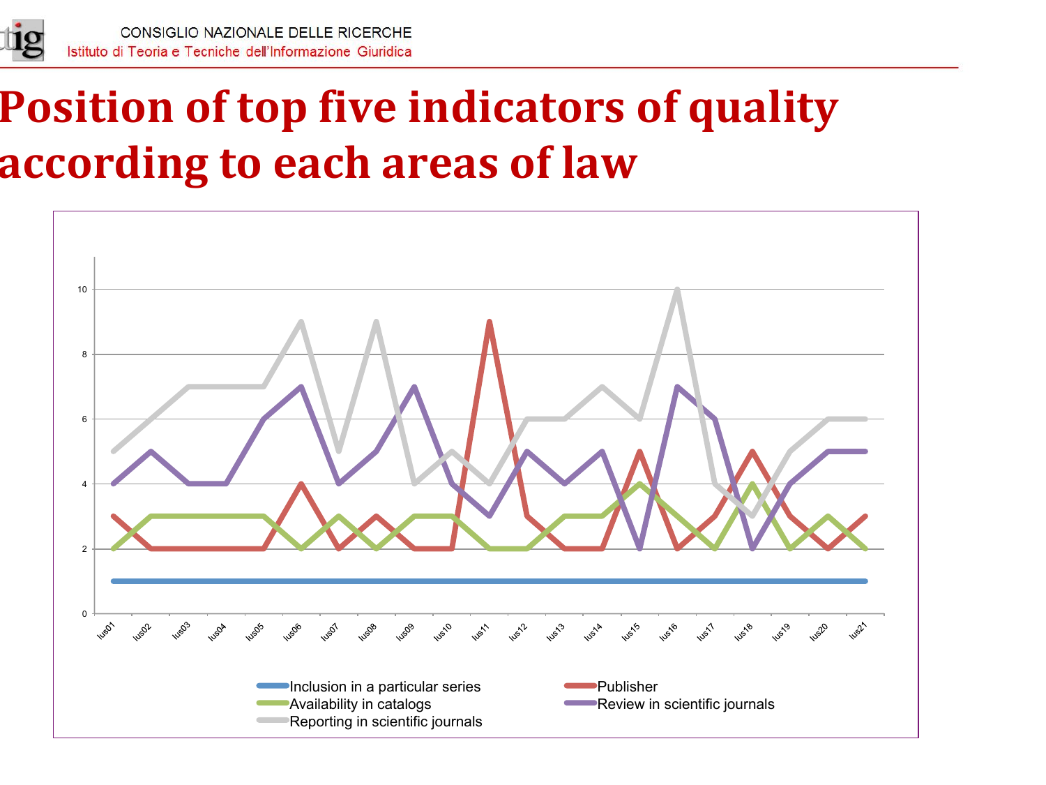# Position of top five indicators of quality according to each areas of law

- Inclusion in a particular series
- Publisher
- Availability in catalogs
- Review in scientific journals
- Reporting in scientific journals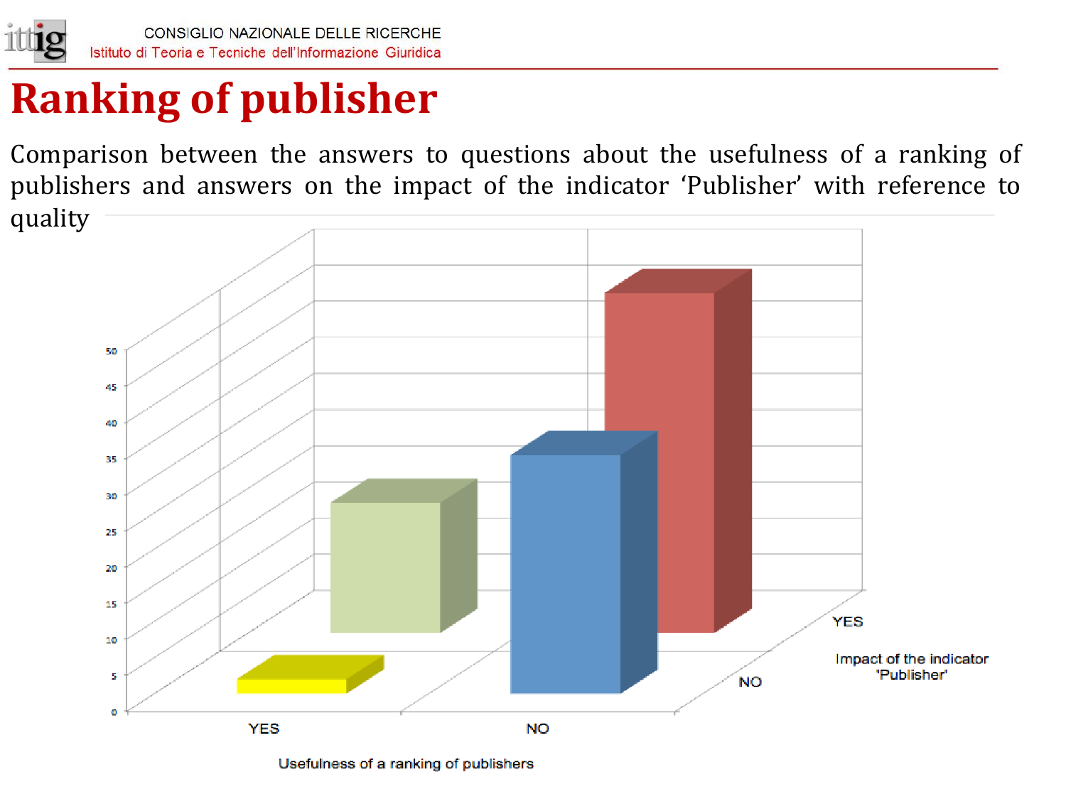# Ranking of publisher

Comparison between the answers to questions about the usefulness of a ranking of publishers and answers on the impact of the indicator 'Publisher' with reference to quality

50
45
40
35
30
25
20
15
10
5
0

YES NO

Usefulness of a ranking of publishers

YES
NO

Impact of the indicator 'Publisher'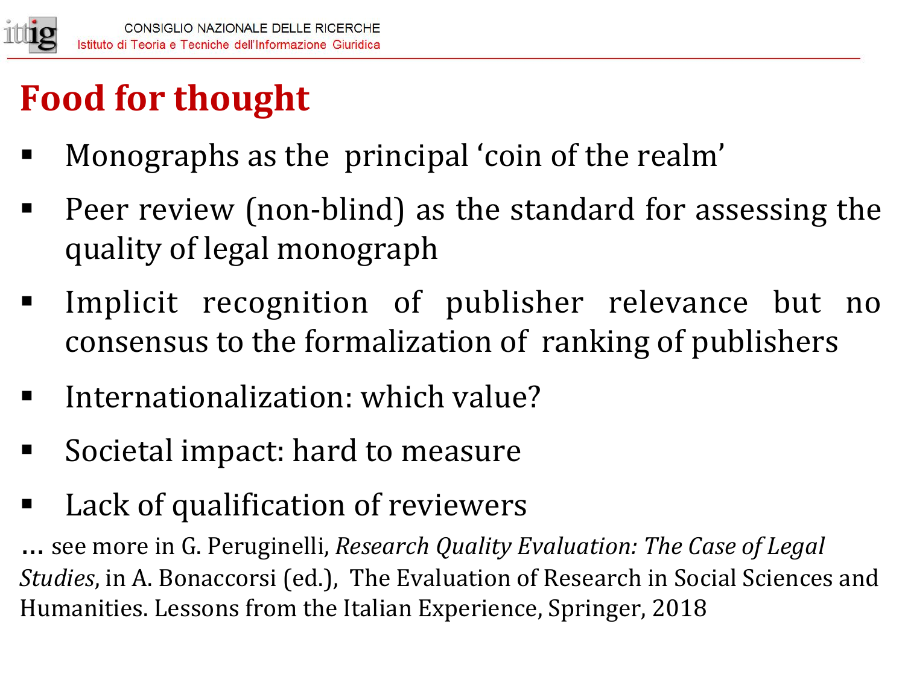# Food for thought

- Monographs as the principal ‘coin of the realm’
- Peer review (non-blind) as the standard for assessing the quality of legal monograph
- Implicit recognition of publisher relevance but no consensus to the formalization of ranking of publishers
- Internationalization: which value?
- Societal impact: hard to measure
- Lack of qualification of reviewers

**…** see more in G. Peruginelli, *Research Quality Evaluation: The Case of Legal Studies*, in A. Bonaccorsi (ed.), The Evaluation of Research in Social Sciences and Humanities. Lessons from the Italian Experience, Springer, 2018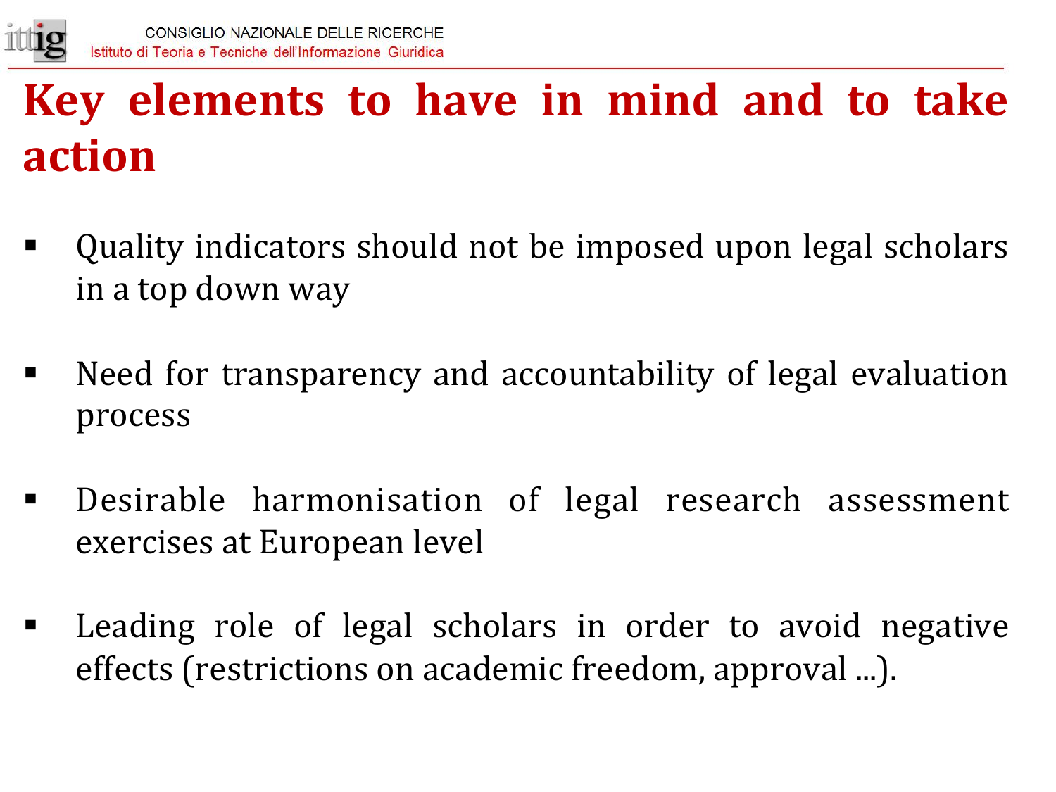# Key elements to have in mind and to take action

- Quality indicators should not be imposed upon legal scholars in a top down way

- Need for transparency and accountability of legal evaluation process

- Desirable harmonisation of legal research assessment exercises at European level

- Leading role of legal scholars in order to avoid negative effects (restrictions on academic freedom, approval ...).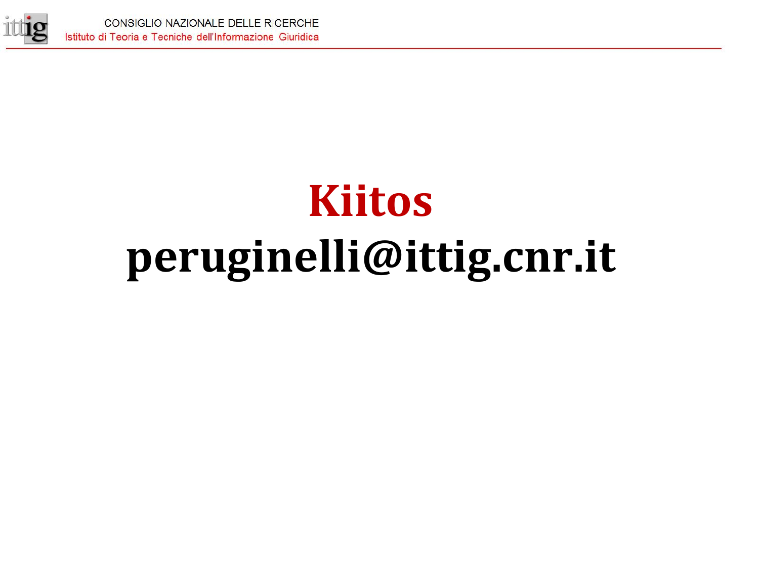# Kiitos

# peruginelli@ittig.cnr.it